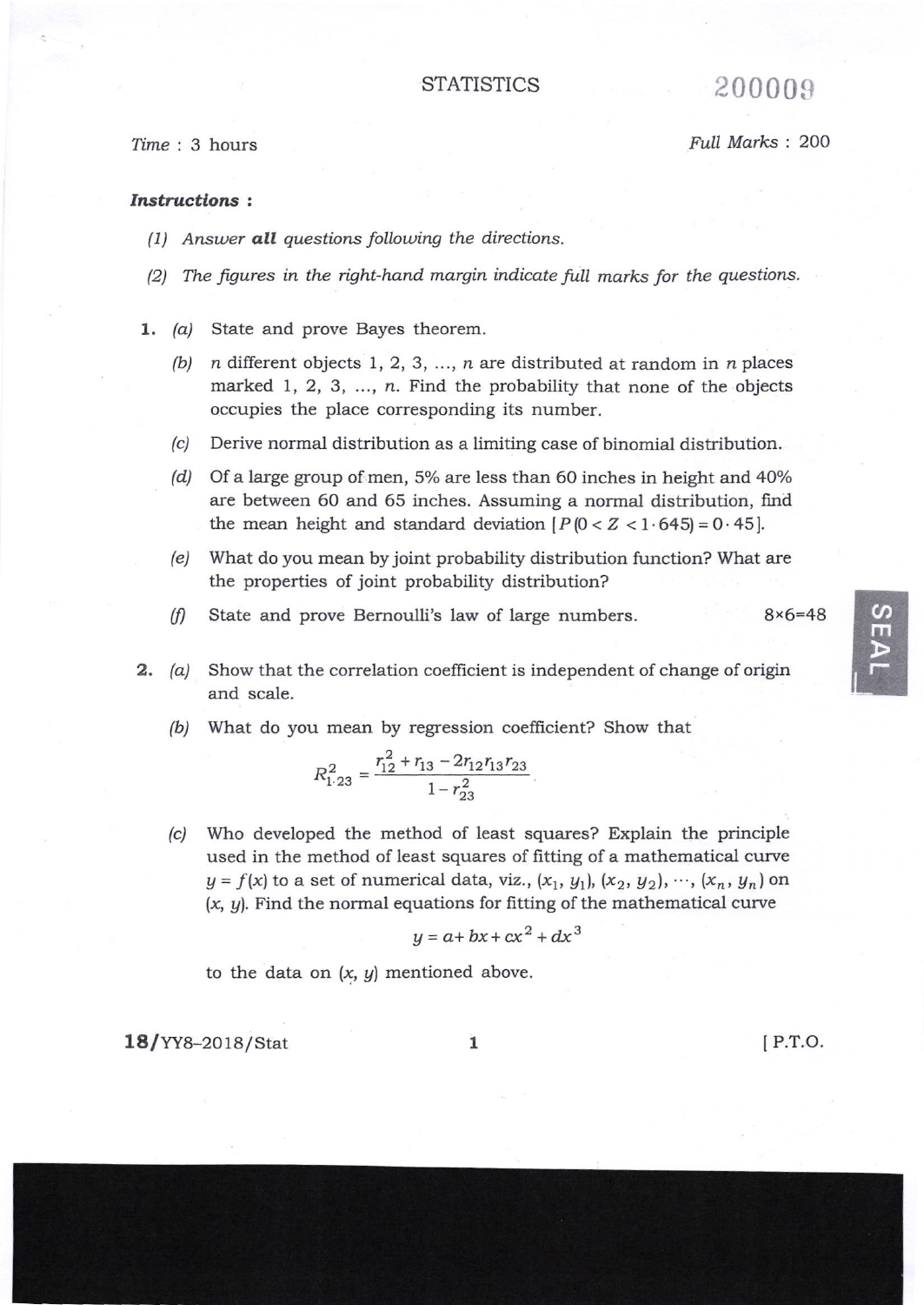# STATISTICS

**200009**

*Time* : 3 hours *Full Marks* : 200

***Instructions :***

*(1) Answer **all** questions following the directions.*

*(2) The figures in the right-hand margin indicate full marks for the questions.*

1. *(a)* State and prove Bayes theorem.

   *(b)* $n$ different objects 1, 2, 3, ..., $n$ are distributed at random in $n$ places marked 1, 2, 3, ..., $n$. Find the probability that none of the objects occupies the place corresponding its number.

   *(c)* Derive normal distribution as a limiting case of binomial distribution.

   *(d)* Of a large group of men, 5% are less than 60 inches in height and 40% are between 60 and 65 inches. Assuming a normal distribution, find the mean height and standard deviation $[P(0 < Z < 1 \cdot 645) = 0 \cdot 45]$.

   *(e)* What do you mean by joint probability distribution function? What are the properties of joint probability distribution?

   *(f)* State and prove Bernoulli's law of large numbers. 8×6=48

2. *(a)* Show that the correlation coefficient is independent of change of origin and scale.

   *(b)* What do you mean by regression coefficient? Show that

$$R_{1\cdot 23}^2 = \frac{r_{12}^2 + r_{13} - 2r_{12}r_{13}r_{23}}{1 - r_{23}^2}$$

   *(c)* Who developed the method of least squares? Explain the principle used in the method of least squares of fitting of a mathematical curve $y = f(x)$ to a set of numerical data, viz., $(x_1, y_1), (x_2, y_2), \cdots, (x_n, y_n)$ on $(x, y)$. Find the normal equations for fitting of the mathematical curve

$$y = a + bx + cx^2 + dx^3$$

   to the data on $(x, y)$ mentioned above.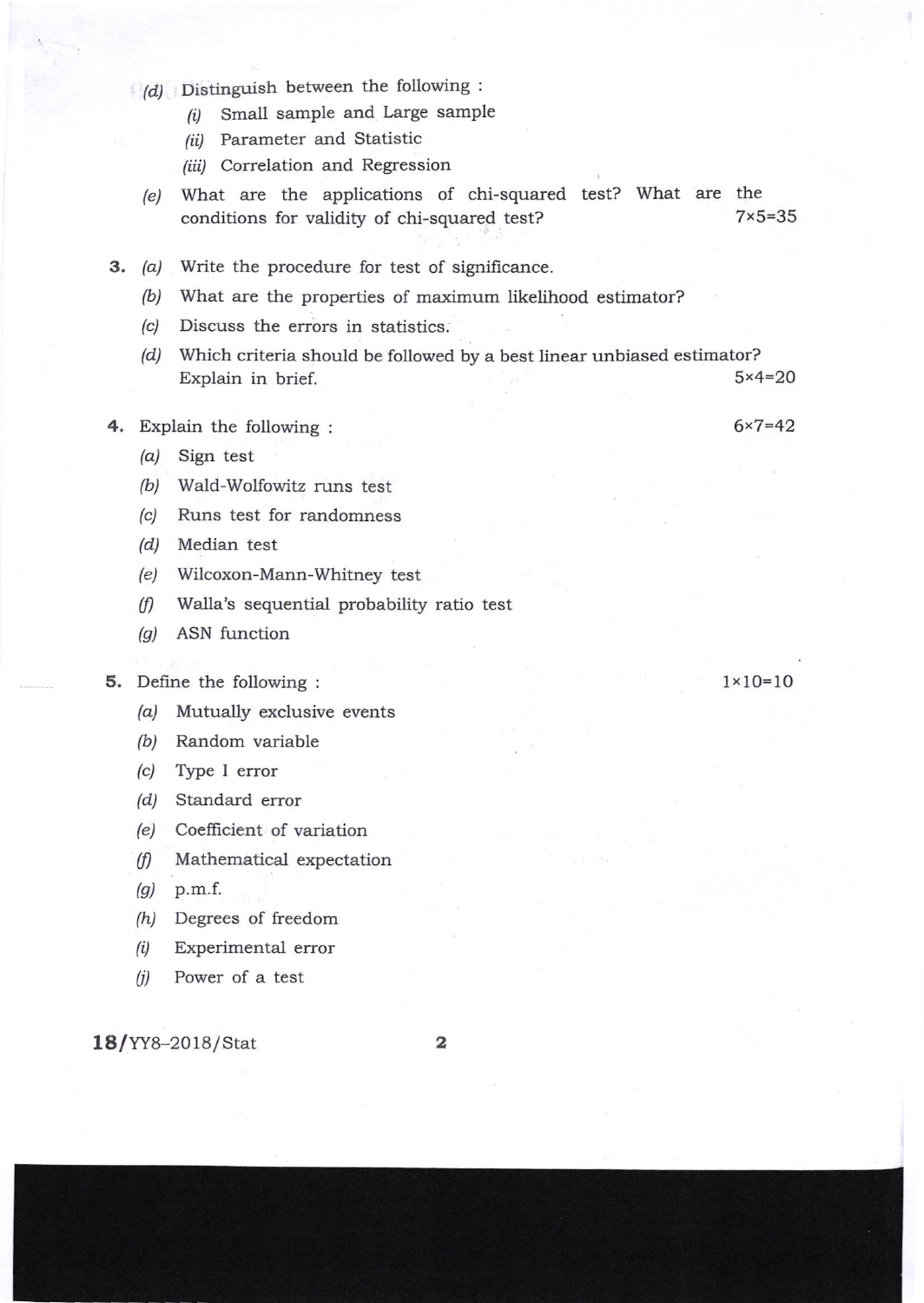(d) Distinguish between the following :

 (i) Small sample and Large sample

 (ii) Parameter and Statistic

 (iii) Correlation and Regression

(e) What are the applications of chi-squared test? What are the conditions for validity of chi-squared test? 7×5=35

**3.** (a) Write the procedure for test of significance.

(b) What are the properties of maximum likelihood estimator?

(c) Discuss the errors in statistics.

(d) Which criteria should be followed by a best linear unbiased estimator? Explain in brief. 5×4=20

**4.** Explain the following : 6×7=42

(a) Sign test

(b) Wald-Wolfowitz runs test

(c) Runs test for randomness

(d) Median test

(e) Wilcoxon-Mann-Whitney test

(f) Walla's sequential probability ratio test

(g) ASN function

**5.** Define the following : 1×10=10

(a) Mutually exclusive events

(b) Random variable

(c) Type I error

(d) Standard error

(e) Coefficient of variation

(f) Mathematical expectation

(g) p.m.f.

(h) Degrees of freedom

(i) Experimental error

(j) Power of a test

**18/**YY8–2018/Stat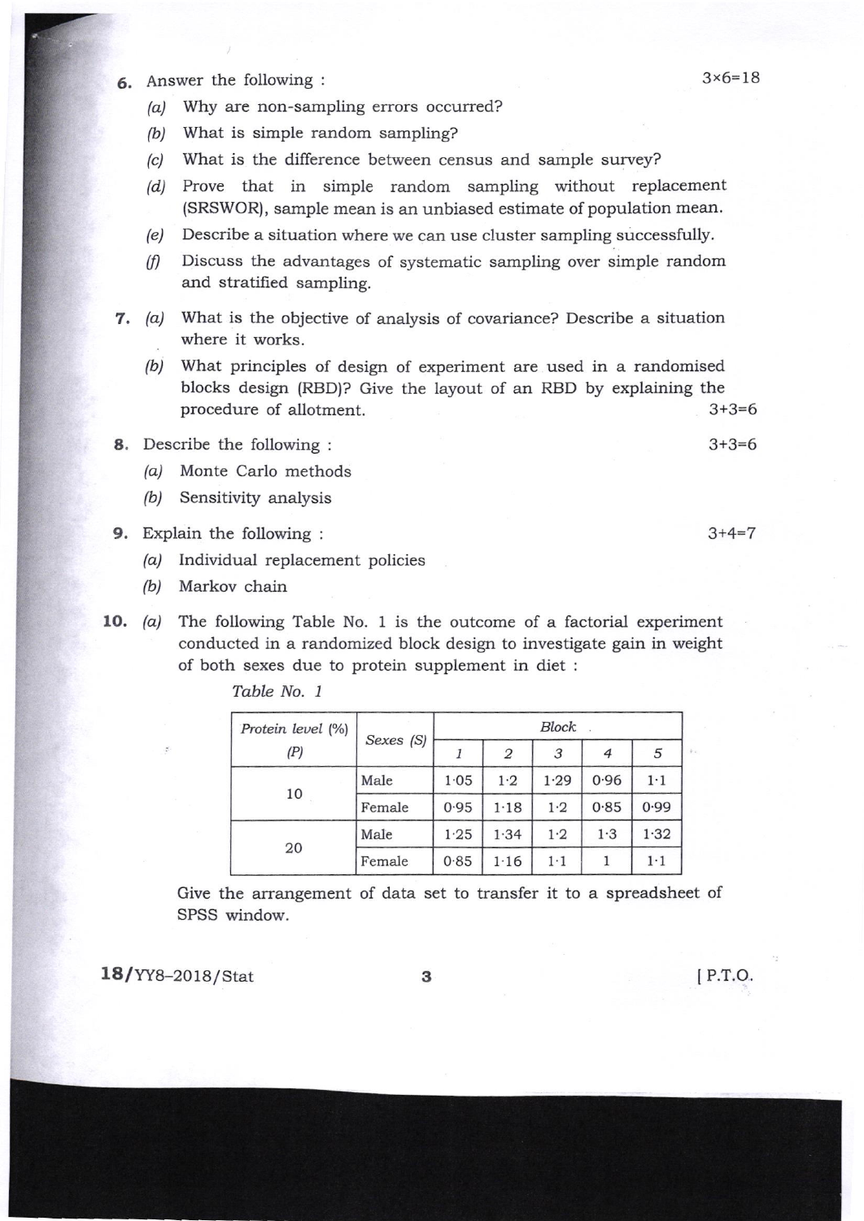6. Answer the following : $3 \times 6 = 18$

   *(a)* Why are non-sampling errors occurred?

   *(b)* What is simple random sampling?

   *(c)* What is the difference between census and sample survey?

   *(d)* Prove that in simple random sampling without replacement (SRSWOR), sample mean is an unbiased estimate of population mean.

   *(e)* Describe a situation where we can use cluster sampling successfully.

   *(f)* Discuss the advantages of systematic sampling over simple random and stratified sampling.

7. *(a)* What is the objective of analysis of covariance? Describe a situation where it works.

   *(b)* What principles of design of experiment are used in a randomised blocks design (RBD)? Give the layout of an RBD by explaining the procedure of allotment. $3+3=6$

8. Describe the following : $3+3=6$

   *(a)* Monte Carlo methods

   *(b)* Sensitivity analysis

9. Explain the following : $3+4=7$

   *(a)* Individual replacement policies

   *(b)* Markov chain

10. *(a)* The following Table No. 1 is the outcome of a factorial experiment conducted in a randomized block design to investigate gain in weight of both sexes due to protein supplement in diet :

*Table No. 1*

| *Protein level (%) (P)* | *Sexes (S)* | *Block* | | | | |
|---|---|---|---|---|---|---|
| | | *1* | *2* | *3* | *4* | *5* |
| 10 | Male | 1·05 | 1·2 | 1·29 | 0·96 | 1·1 |
| | Female | 0·95 | 1·18 | 1·2 | 0·85 | 0·99 |
| 20 | Male | 1·25 | 1·34 | 1·2 | 1·3 | 1·32 |
| | Female | 0·85 | 1·16 | 1·1 | 1 | 1·1 |

Give the arrangement of data set to transfer it to a spreadsheet of SPSS window.